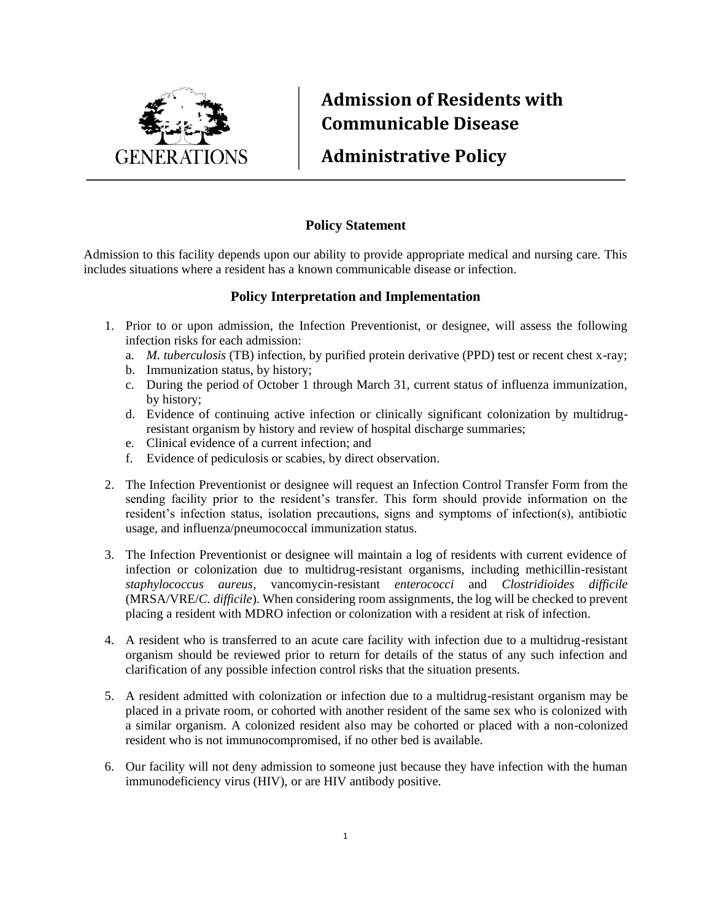GENERATIONS

# Admission of Residents with Communicable Disease

# Administrative Policy

### Policy Statement

Admission to this facility depends upon our ability to provide appropriate medical and nursing care. This includes situations where a resident has a known communicable disease or infection.

### Policy Interpretation and Implementation

1. Prior to or upon admission, the Infection Preventionist, or designee, will assess the following infection risks for each admission:
   a. *M. tuberculosis* (TB) infection, by purified protein derivative (PPD) test or recent chest x-ray;
   b. Immunization status, by history;
   c. During the period of October 1 through March 31, current status of influenza immunization, by history;
   d. Evidence of continuing active infection or clinically significant colonization by multidrug-resistant organism by history and review of hospital discharge summaries;
   e. Clinical evidence of a current infection; and
   f. Evidence of pediculosis or scabies, by direct observation.

2. The Infection Preventionist or designee will request an Infection Control Transfer Form from the sending facility prior to the resident's transfer. This form should provide information on the resident's infection status, isolation precautions, signs and symptoms of infection(s), antibiotic usage, and influenza/pneumococcal immunization status.

3. The Infection Preventionist or designee will maintain a log of residents with current evidence of infection or colonization due to multidrug-resistant organisms, including methicillin-resistant *staphylococcus aureus*, vancomycin-resistant *enterococci* and *Clostridioides difficile* (MRSA/VRE/*C. difficile*). When considering room assignments, the log will be checked to prevent placing a resident with MDRO infection or colonization with a resident at risk of infection.

4. A resident who is transferred to an acute care facility with infection due to a multidrug-resistant organism should be reviewed prior to return for details of the status of any such infection and clarification of any possible infection control risks that the situation presents.

5. A resident admitted with colonization or infection due to a multidrug-resistant organism may be placed in a private room, or cohorted with another resident of the same sex who is colonized with a similar organism. A colonized resident also may be cohorted or placed with a non-colonized resident who is not immunocompromised, if no other bed is available.

6. Our facility will not deny admission to someone just because they have infection with the human immunodeficiency virus (HIV), or are HIV antibody positive.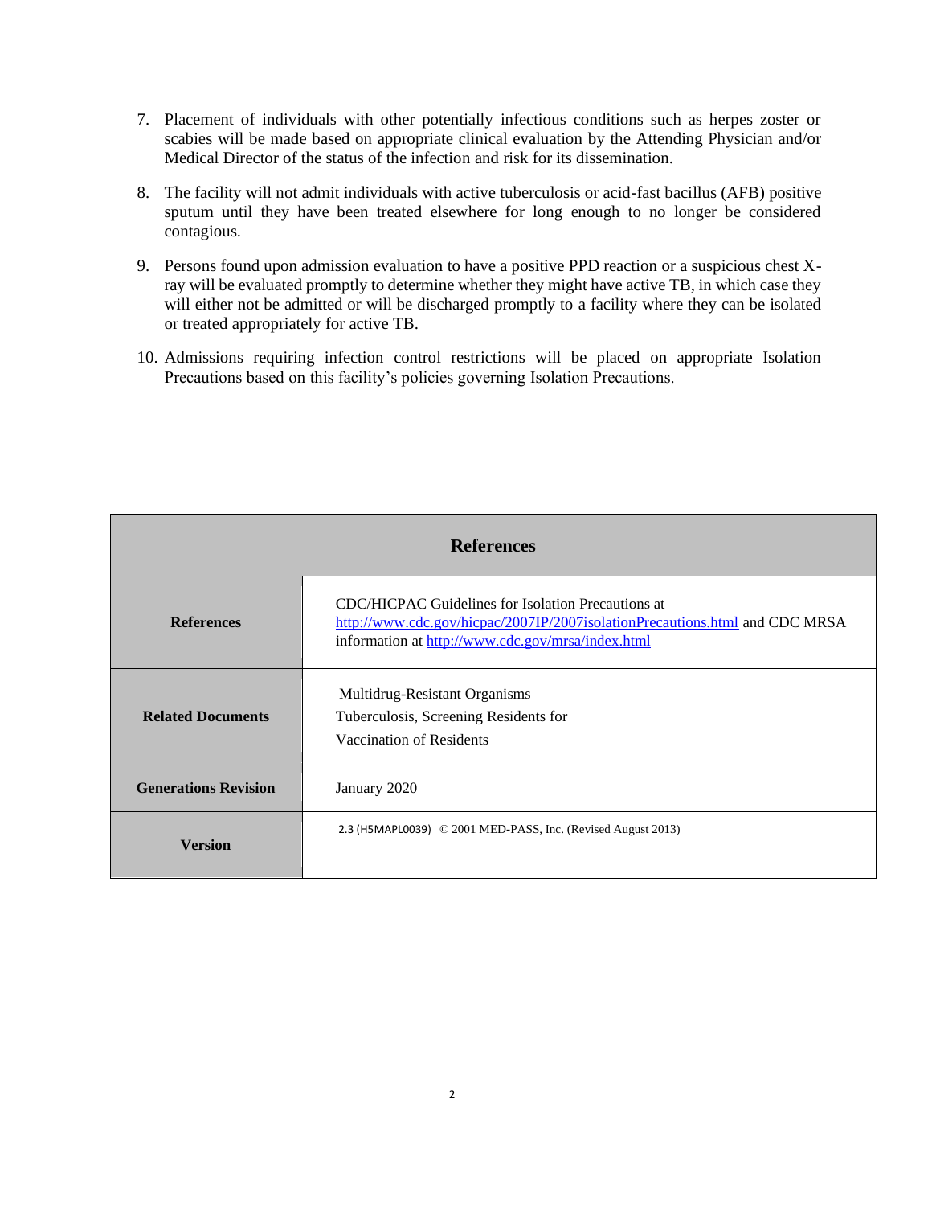7. Placement of individuals with other potentially infectious conditions such as herpes zoster or scabies will be made based on appropriate clinical evaluation by the Attending Physician and/or Medical Director of the status of the infection and risk for its dissemination.

8. The facility will not admit individuals with active tuberculosis or acid-fast bacillus (AFB) positive sputum until they have been treated elsewhere for long enough to no longer be considered contagious.

9. Persons found upon admission evaluation to have a positive PPD reaction or a suspicious chest X-ray will be evaluated promptly to determine whether they might have active TB, in which case they will either not be admitted or will be discharged promptly to a facility where they can be isolated or treated appropriately for active TB.

10. Admissions requiring infection control restrictions will be placed on appropriate Isolation Precautions based on this facility's policies governing Isolation Precautions.

| References | |
|---|---|
| **References** | CDC/HICPAC Guidelines for Isolation Precautions at [http://www.cdc.gov/hicpac/2007IP/2007isolationPrecautions.html](http://www.cdc.gov/hicpac/2007IP/2007isolationPrecautions.html) and CDC MRSA information at [http://www.cdc.gov/mrsa/index.html](http://www.cdc.gov/mrsa/index.html) |
| **Related Documents** | Multidrug-Resistant Organisms<br>Tuberculosis, Screening Residents for<br>Vaccination of Residents |
| **Generations Revision** | January 2020 |
| **Version** | 2.3 (H5MAPL0039) © 2001 MED-PASS, Inc. (Revised August 2013) |